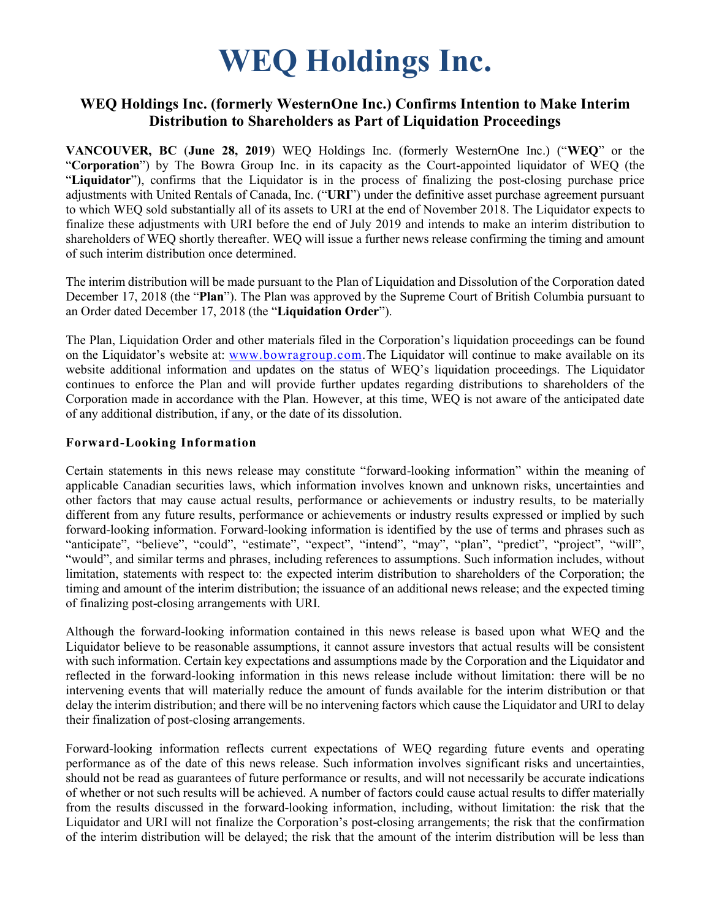# WEQ Holdings Inc.

## WEQ Holdings Inc. (formerly WesternOne Inc.) Confirms Intention to Make Interim Distribution to Shareholders as Part of Liquidation Proceedings

**VANCOUVER, BC** (**June 28, 2019**) WEQ Holdings Inc. (formerly WesternOne Inc.) ("**WEQ**" or the "**Corporation**") by The Bowra Group Inc. in its capacity as the Court-appointed liquidator of WEQ (the "**Liquidator**"), confirms that the Liquidator is in the process of finalizing the post-closing purchase price adjustments with United Rentals of Canada, Inc. ("**URI**") under the definitive asset purchase agreement pursuant to which WEQ sold substantially all of its assets to URI at the end of November 2018. The Liquidator expects to finalize these adjustments with URI before the end of July 2019 and intends to make an interim distribution to shareholders of WEQ shortly thereafter. WEQ will issue a further news release confirming the timing and amount of such interim distribution once determined.

The interim distribution will be made pursuant to the Plan of Liquidation and Dissolution of the Corporation dated December 17, 2018 (the "**Plan**"). The Plan was approved by the Supreme Court of British Columbia pursuant to an Order dated December 17, 2018 (the "**Liquidation Order**").

The Plan, Liquidation Order and other materials filed in the Corporation's liquidation proceedings can be found on the Liquidator's website at: www.bowragroup.com. The Liquidator will continue to make available on its website additional information and updates on the status of WEQ's liquidation proceedings. The Liquidator continues to enforce the Plan and will provide further updates regarding distributions to shareholders of the Corporation made in accordance with the Plan. However, at this time, WEQ is not aware of the anticipated date of any additional distribution, if any, or the date of its dissolution.

### Forward-Looking Information

Certain statements in this news release may constitute "forward-looking information" within the meaning of applicable Canadian securities laws, which information involves known and unknown risks, uncertainties and other factors that may cause actual results, performance or achievements or industry results, to be materially different from any future results, performance or achievements or industry results expressed or implied by such forward-looking information. Forward-looking information is identified by the use of terms and phrases such as "anticipate", "believe", "could", "estimate", "expect", "intend", "may", "plan", "predict", "project", "will", "would", and similar terms and phrases, including references to assumptions. Such information includes, without limitation, statements with respect to: the expected interim distribution to shareholders of the Corporation; the timing and amount of the interim distribution; the issuance of an additional news release; and the expected timing of finalizing post-closing arrangements with URI.

Although the forward-looking information contained in this news release is based upon what WEQ and the Liquidator believe to be reasonable assumptions, it cannot assure investors that actual results will be consistent with such information. Certain key expectations and assumptions made by the Corporation and the Liquidator and reflected in the forward-looking information in this news release include without limitation: there will be no intervening events that will materially reduce the amount of funds available for the interim distribution or that delay the interim distribution; and there will be no intervening factors which cause the Liquidator and URI to delay their finalization of post-closing arrangements.

Forward-looking information reflects current expectations of WEQ regarding future events and operating performance as of the date of this news release. Such information involves significant risks and uncertainties, should not be read as guarantees of future performance or results, and will not necessarily be accurate indications of whether or not such results will be achieved. A number of factors could cause actual results to differ materially from the results discussed in the forward-looking information, including, without limitation: the risk that the Liquidator and URI will not finalize the Corporation's post-closing arrangements; the risk that the confirmation of the interim distribution will be delayed; the risk that the amount of the interim distribution will be less than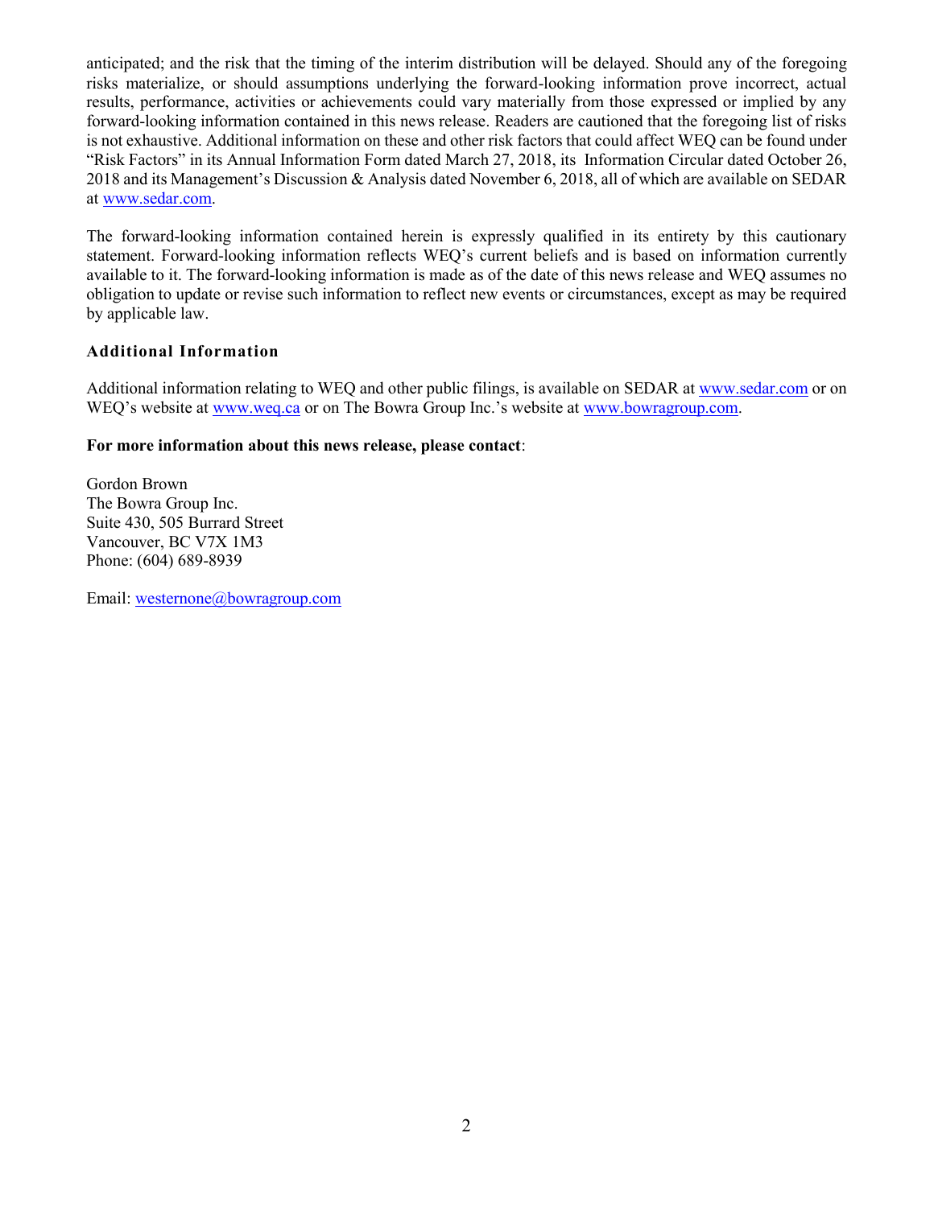anticipated; and the risk that the timing of the interim distribution will be delayed. Should any of the foregoing risks materialize, or should assumptions underlying the forward-looking information prove incorrect, actual results, performance, activities or achievements could vary materially from those expressed or implied by any forward-looking information contained in this news release. Readers are cautioned that the foregoing list of risks is not exhaustive. Additional information on these and other risk factors that could affect WEQ can be found under "Risk Factors" in its Annual Information Form dated March 27, 2018, its Information Circular dated October 26, 2018 and its Management's Discussion & Analysis dated November 6, 2018, all of which are available on SEDAR at www.sedar.com.

The forward-looking information contained herein is expressly qualified in its entirety by this cautionary statement. Forward-looking information reflects WEQ's current beliefs and is based on information currently available to it. The forward-looking information is made as of the date of this news release and WEQ assumes no obligation to update or revise such information to reflect new events or circumstances, except as may be required by applicable law.

### Additional Information

Additional information relating to WEQ and other public filings, is available on SEDAR at www.sedar.com or on WEQ's website at www.weq.ca or on The Bowra Group Inc.'s website at www.bowragroup.com.

**For more information about this news release, please contact**:

Gordon Brown
The Bowra Group Inc.
Suite 430, 505 Burrard Street
Vancouver, BC V7X 1M3
Phone: (604) 689-8939

Email: westernone@bowragroup.com